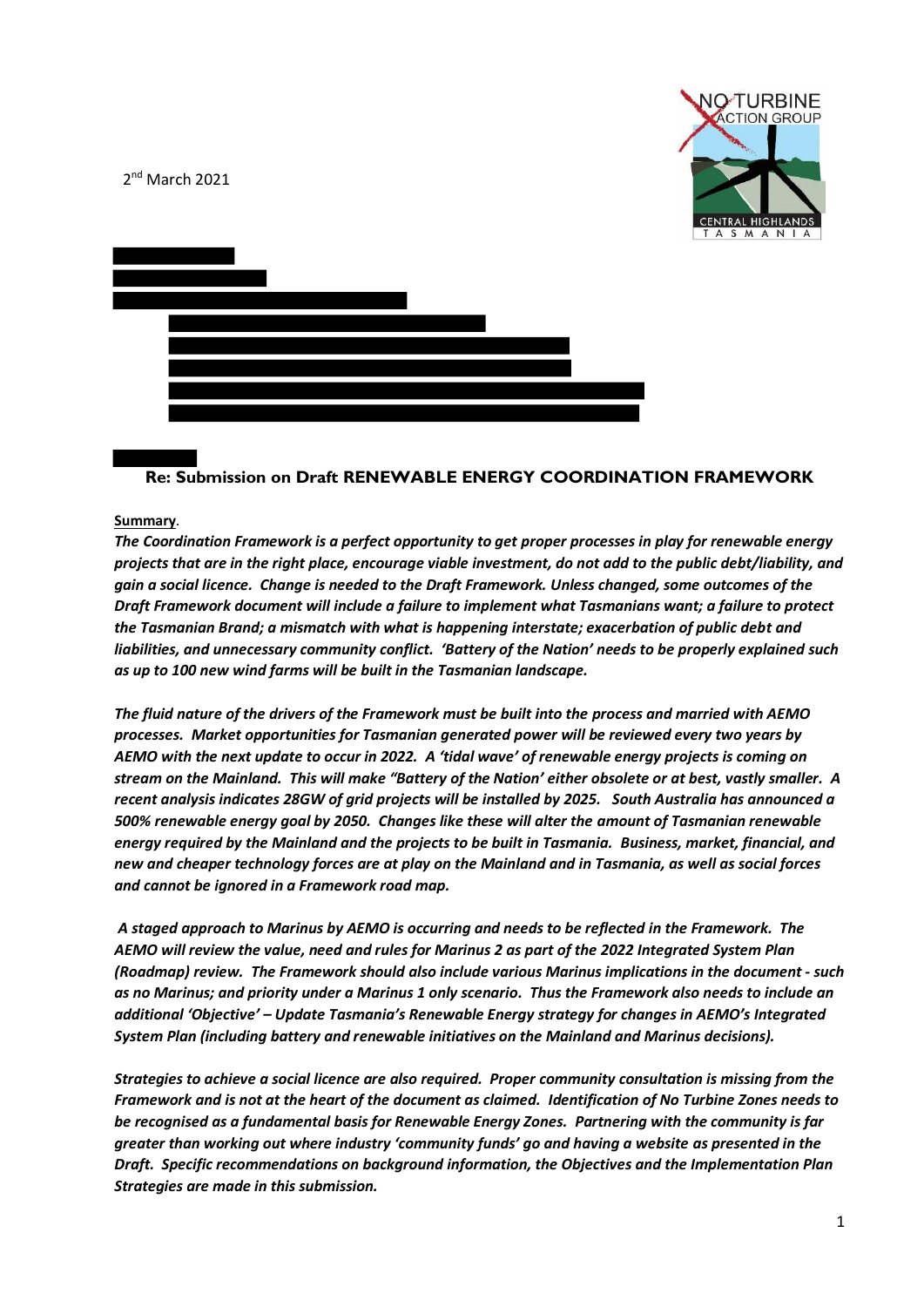NO TURBINE ACTION GROUP
CENTRAL HIGHLANDS TASMANIA

2nd March 2021

**Re: Submission on Draft RENEWABLE ENERGY COORDINATION FRAMEWORK**

**Summary**.

***The Coordination Framework is a perfect opportunity to get proper processes in play for renewable energy projects that are in the right place, encourage viable investment, do not add to the public debt/liability, and gain a social licence. Change is needed to the Draft Framework. Unless changed, some outcomes of the Draft Framework document will include a failure to implement what Tasmanians want; a failure to protect the Tasmanian Brand; a mismatch with what is happening interstate; exacerbation of public debt and liabilities, and unnecessary community conflict. 'Battery of the Nation' needs to be properly explained such as up to 100 new wind farms will be built in the Tasmanian landscape.***

***The fluid nature of the drivers of the Framework must be built into the process and married with AEMO processes. Market opportunities for Tasmanian generated power will be reviewed every two years by AEMO with the next update to occur in 2022. A 'tidal wave' of renewable energy projects is coming on stream on the Mainland. This will make "Battery of the Nation' either obsolete or at best, vastly smaller. A recent analysis indicates 28GW of grid projects will be installed by 2025. South Australia has announced a 500% renewable energy goal by 2050. Changes like these will alter the amount of Tasmanian renewable energy required by the Mainland and the projects to be built in Tasmania. Business, market, financial, and new and cheaper technology forces are at play on the Mainland and in Tasmania, as well as social forces and cannot be ignored in a Framework road map.***

***A staged approach to Marinus by AEMO is occurring and needs to be reflected in the Framework. The AEMO will review the value, need and rules for Marinus 2 as part of the 2022 Integrated System Plan (Roadmap) review. The Framework should also include various Marinus implications in the document - such as no Marinus; and priority under a Marinus 1 only scenario. Thus the Framework also needs to include an additional 'Objective' – Update Tasmania's Renewable Energy strategy for changes in AEMO's Integrated System Plan (including battery and renewable initiatives on the Mainland and Marinus decisions).***

***Strategies to achieve a social licence are also required. Proper community consultation is missing from the Framework and is not at the heart of the document as claimed. Identification of No Turbine Zones needs to be recognised as a fundamental basis for Renewable Energy Zones. Partnering with the community is far greater than working out where industry 'community funds' go and having a website as presented in the Draft. Specific recommendations on background information, the Objectives and the Implementation Plan Strategies are made in this submission.***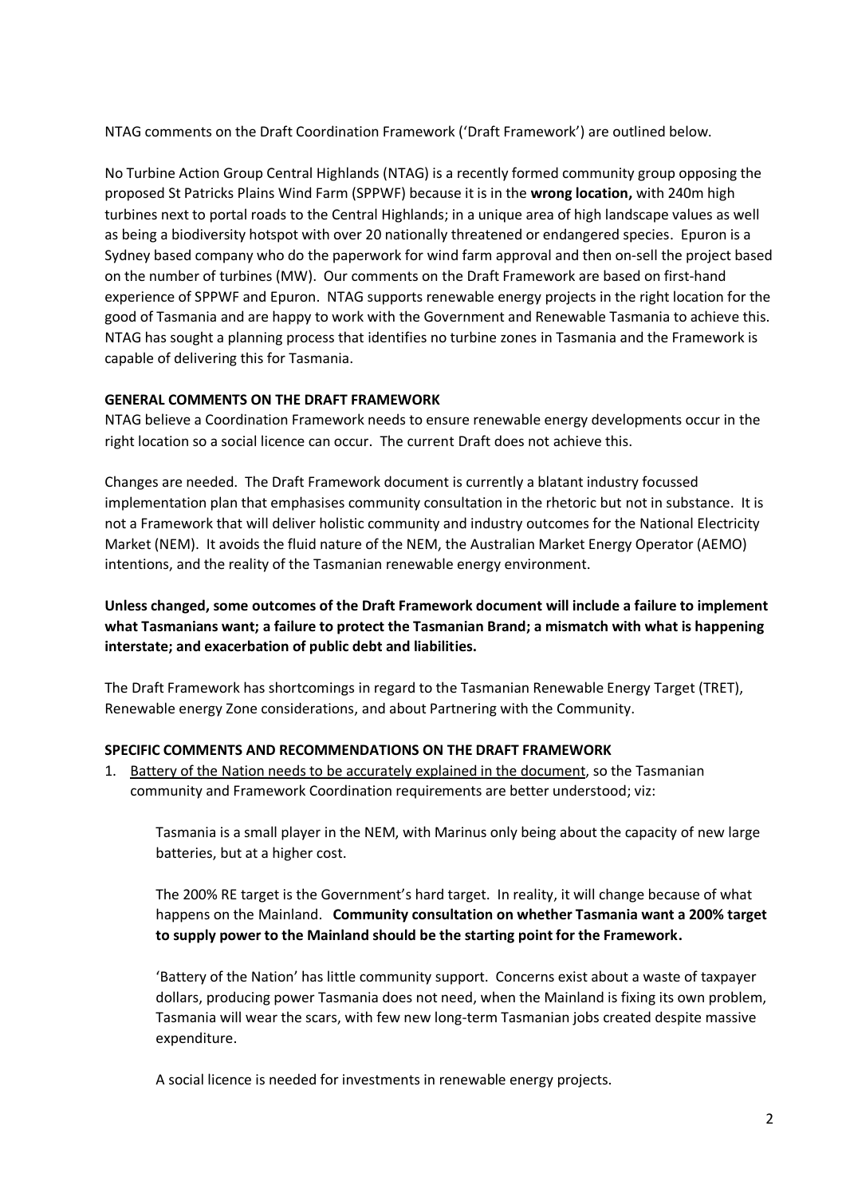NTAG comments on the Draft Coordination Framework ('Draft Framework') are outlined below.

No Turbine Action Group Central Highlands (NTAG) is a recently formed community group opposing the proposed St Patricks Plains Wind Farm (SPPWF) because it is in the **wrong location,** with 240m high turbines next to portal roads to the Central Highlands; in a unique area of high landscape values as well as being a biodiversity hotspot with over 20 nationally threatened or endangered species. Epuron is a Sydney based company who do the paperwork for wind farm approval and then on-sell the project based on the number of turbines (MW). Our comments on the Draft Framework are based on first-hand experience of SPPWF and Epuron. NTAG supports renewable energy projects in the right location for the good of Tasmania and are happy to work with the Government and Renewable Tasmania to achieve this. NTAG has sought a planning process that identifies no turbine zones in Tasmania and the Framework is capable of delivering this for Tasmania.

**GENERAL COMMENTS ON THE DRAFT FRAMEWORK**

NTAG believe a Coordination Framework needs to ensure renewable energy developments occur in the right location so a social licence can occur. The current Draft does not achieve this.

Changes are needed. The Draft Framework document is currently a blatant industry focussed implementation plan that emphasises community consultation in the rhetoric but not in substance. It is not a Framework that will deliver holistic community and industry outcomes for the National Electricity Market (NEM). It avoids the fluid nature of the NEM, the Australian Market Energy Operator (AEMO) intentions, and the reality of the Tasmanian renewable energy environment.

**Unless changed, some outcomes of the Draft Framework document will include a failure to implement what Tasmanians want; a failure to protect the Tasmanian Brand; a mismatch with what is happening interstate; and exacerbation of public debt and liabilities.**

The Draft Framework has shortcomings in regard to the Tasmanian Renewable Energy Target (TRET), Renewable energy Zone considerations, and about Partnering with the Community.

**SPECIFIC COMMENTS AND RECOMMENDATIONS ON THE DRAFT FRAMEWORK**

1. Battery of the Nation needs to be accurately explained in the document, so the Tasmanian community and Framework Coordination requirements are better understood; viz:

   Tasmania is a small player in the NEM, with Marinus only being about the capacity of new large batteries, but at a higher cost.

   The 200% RE target is the Government's hard target. In reality, it will change because of what happens on the Mainland. **Community consultation on whether Tasmania want a 200% target to supply power to the Mainland should be the starting point for the Framework.**

   'Battery of the Nation' has little community support. Concerns exist about a waste of taxpayer dollars, producing power Tasmania does not need, when the Mainland is fixing its own problem, Tasmania will wear the scars, with few new long-term Tasmanian jobs created despite massive expenditure.

   A social licence is needed for investments in renewable energy projects.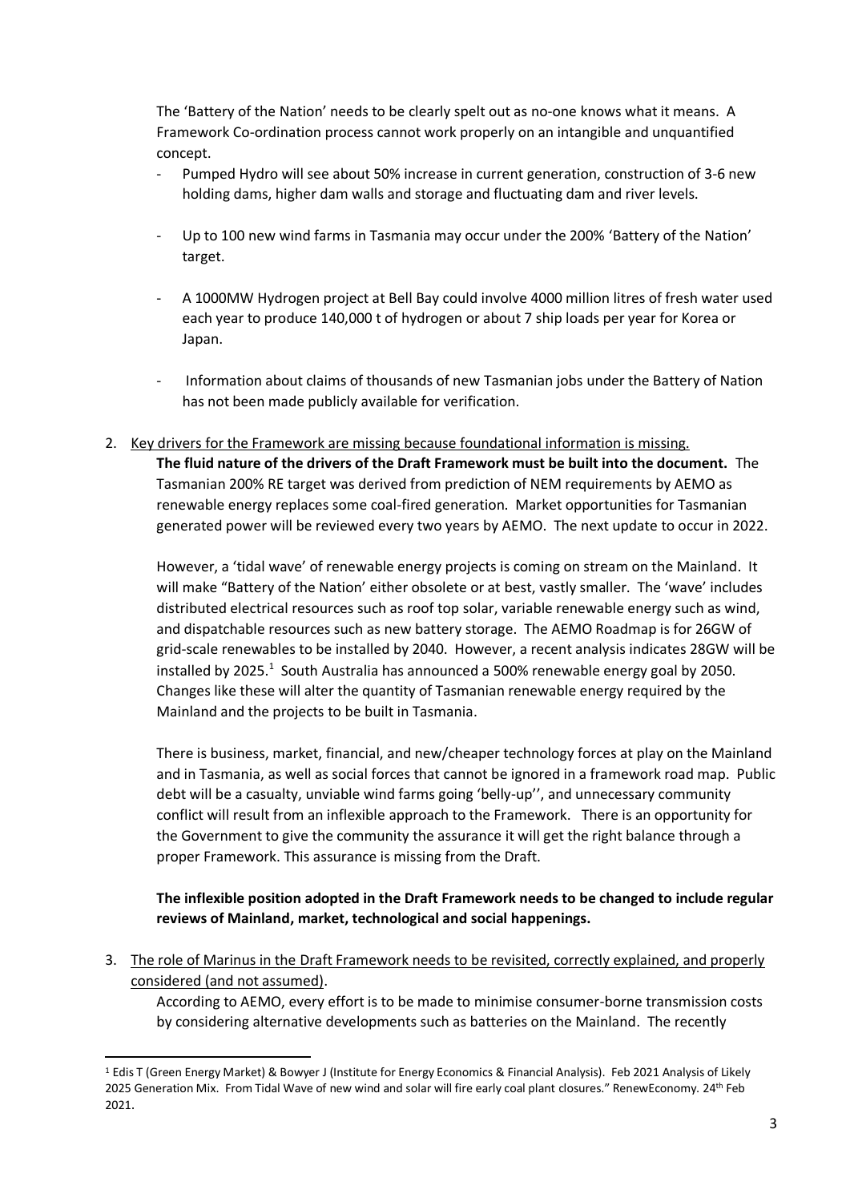The 'Battery of the Nation' needs to be clearly spelt out as no-one knows what it means. A Framework Co-ordination process cannot work properly on an intangible and unquantified concept.

- Pumped Hydro will see about 50% increase in current generation, construction of 3-6 new holding dams, higher dam walls and storage and fluctuating dam and river levels.
- Up to 100 new wind farms in Tasmania may occur under the 200% 'Battery of the Nation' target.
- A 1000MW Hydrogen project at Bell Bay could involve 4000 million litres of fresh water used each year to produce 140,000 t of hydrogen or about 7 ship loads per year for Korea or Japan.
- Information about claims of thousands of new Tasmanian jobs under the Battery of Nation has not been made publicly available for verification.

2. <u>Key drivers for the Framework are missing because foundational information is missing.</u>
   **The fluid nature of the drivers of the Draft Framework must be built into the document.** The Tasmanian 200% RE target was derived from prediction of NEM requirements by AEMO as renewable energy replaces some coal-fired generation. Market opportunities for Tasmanian generated power will be reviewed every two years by AEMO. The next update to occur in 2022.

   However, a 'tidal wave' of renewable energy projects is coming on stream on the Mainland. It will make "Battery of the Nation' either obsolete or at best, vastly smaller. The 'wave' includes distributed electrical resources such as roof top solar, variable renewable energy such as wind, and dispatchable resources such as new battery storage. The AEMO Roadmap is for 26GW of grid-scale renewables to be installed by 2040. However, a recent analysis indicates 28GW will be installed by 2025.[1] South Australia has announced a 500% renewable energy goal by 2050. Changes like these will alter the quantity of Tasmanian renewable energy required by the Mainland and the projects to be built in Tasmania.

   There is business, market, financial, and new/cheaper technology forces at play on the Mainland and in Tasmania, as well as social forces that cannot be ignored in a framework road map. Public debt will be a casualty, unviable wind farms going 'belly-up'', and unnecessary community conflict will result from an inflexible approach to the Framework. There is an opportunity for the Government to give the community the assurance it will get the right balance through a proper Framework. This assurance is missing from the Draft.

   **The inflexible position adopted in the Draft Framework needs to be changed to include regular reviews of Mainland, market, technological and social happenings.**

3. <u>The role of Marinus in the Draft Framework needs to be revisited, correctly explained, and properly considered (and not assumed).</u>
   According to AEMO, every effort is to be made to minimise consumer-borne transmission costs by considering alternative developments such as batteries on the Mainland. The recently

---

[1] Edis T (Green Energy Market) & Bowyer J (Institute for Energy Economics & Financial Analysis). Feb 2021 Analysis of Likely 2025 Generation Mix. From Tidal Wave of new wind and solar will fire early coal plant closures." RenewEconomy. 24th Feb 2021.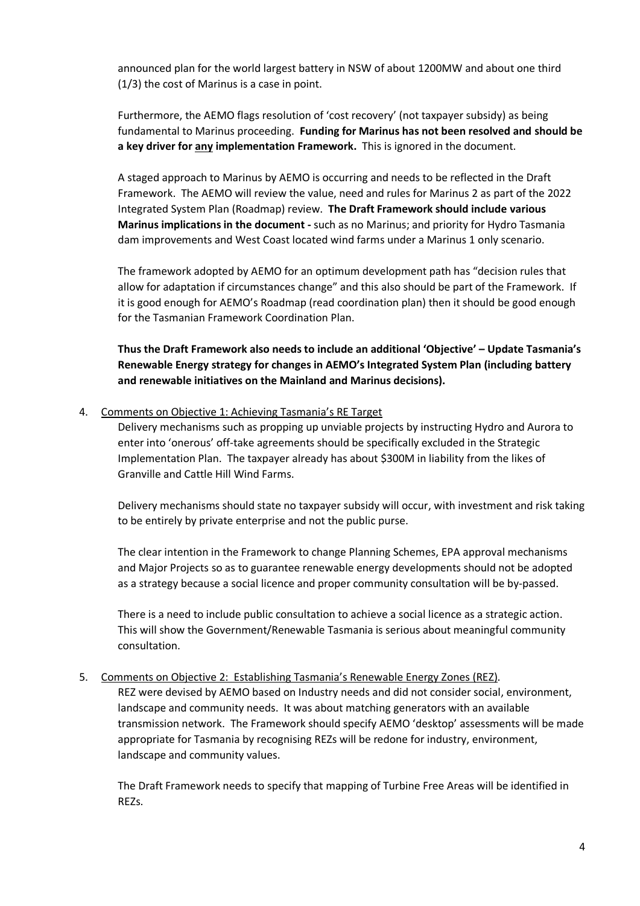announced plan for the world largest battery in NSW of about 1200MW and about one third (1/3) the cost of Marinus is a case in point.

Furthermore, the AEMO flags resolution of 'cost recovery' (not taxpayer subsidy) as being fundamental to Marinus proceeding. **Funding for Marinus has not been resolved and should be a key driver for <u>any</u> implementation Framework.** This is ignored in the document.

A staged approach to Marinus by AEMO is occurring and needs to be reflected in the Draft Framework. The AEMO will review the value, need and rules for Marinus 2 as part of the 2022 Integrated System Plan (Roadmap) review. **The Draft Framework should include various Marinus implications in the document -** such as no Marinus; and priority for Hydro Tasmania dam improvements and West Coast located wind farms under a Marinus 1 only scenario.

The framework adopted by AEMO for an optimum development path has "decision rules that allow for adaptation if circumstances change" and this also should be part of the Framework. If it is good enough for AEMO's Roadmap (read coordination plan) then it should be good enough for the Tasmanian Framework Coordination Plan.

**Thus the Draft Framework also needs to include an additional 'Objective' – Update Tasmania's Renewable Energy strategy for changes in AEMO's Integrated System Plan (including battery and renewable initiatives on the Mainland and Marinus decisions).**

4. <u>Comments on Objective 1: Achieving Tasmania's RE Target</u>

   Delivery mechanisms such as propping up unviable projects by instructing Hydro and Aurora to enter into 'onerous' off-take agreements should be specifically excluded in the Strategic Implementation Plan. The taxpayer already has about $300M in liability from the likes of Granville and Cattle Hill Wind Farms.

   Delivery mechanisms should state no taxpayer subsidy will occur, with investment and risk taking to be entirely by private enterprise and not the public purse.

   The clear intention in the Framework to change Planning Schemes, EPA approval mechanisms and Major Projects so as to guarantee renewable energy developments should not be adopted as a strategy because a social licence and proper community consultation will be by-passed.

   There is a need to include public consultation to achieve a social licence as a strategic action. This will show the Government/Renewable Tasmania is serious about meaningful community consultation.

5. <u>Comments on Objective 2: Establishing Tasmania's Renewable Energy Zones (REZ).</u>

   REZ were devised by AEMO based on Industry needs and did not consider social, environment, landscape and community needs. It was about matching generators with an available transmission network. The Framework should specify AEMO 'desktop' assessments will be made appropriate for Tasmania by recognising REZs will be redone for industry, environment, landscape and community values.

   The Draft Framework needs to specify that mapping of Turbine Free Areas will be identified in REZs.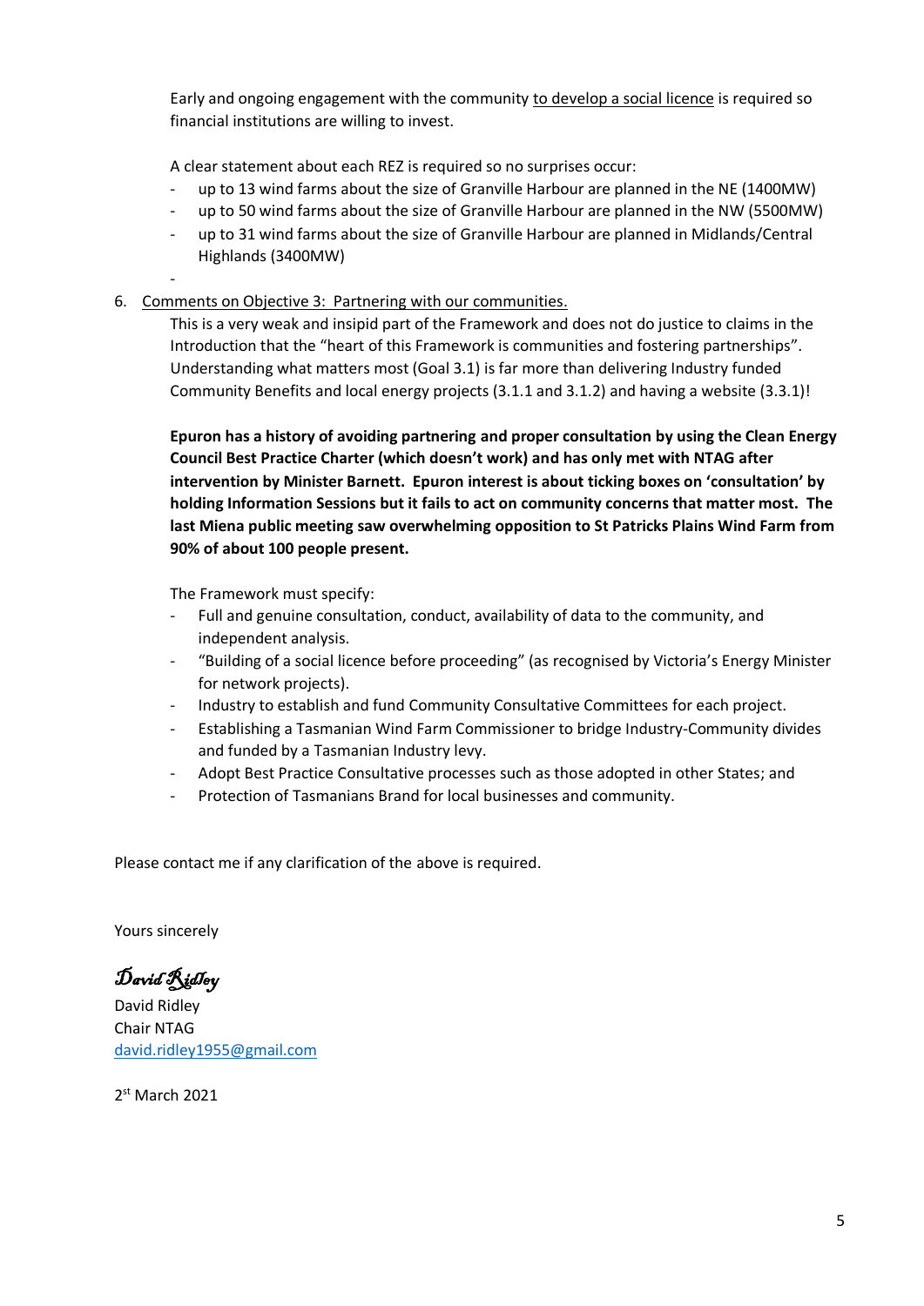Early and ongoing engagement with the community to develop a social licence is required so financial institutions are willing to invest.

A clear statement about each REZ is required so no surprises occur:

- up to 13 wind farms about the size of Granville Harbour are planned in the NE (1400MW)
- up to 50 wind farms about the size of Granville Harbour are planned in the NW (5500MW)
- up to 31 wind farms about the size of Granville Harbour are planned in Midlands/Central Highlands (3400MW)
-

6. Comments on Objective 3: Partnering with our communities.

   This is a very weak and insipid part of the Framework and does not do justice to claims in the Introduction that the "heart of this Framework is communities and fostering partnerships". Understanding what matters most (Goal 3.1) is far more than delivering Industry funded Community Benefits and local energy projects (3.1.1 and 3.1.2) and having a website (3.3.1)!

   **Epuron has a history of avoiding partnering and proper consultation by using the Clean Energy Council Best Practice Charter (which doesn't work) and has only met with NTAG after intervention by Minister Barnett. Epuron interest is about ticking boxes on 'consultation' by holding Information Sessions but it fails to act on community concerns that matter most. The last Miena public meeting saw overwhelming opposition to St Patricks Plains Wind Farm from 90% of about 100 people present.**

   The Framework must specify:

   - Full and genuine consultation, conduct, availability of data to the community, and independent analysis.
   - "Building of a social licence before proceeding" (as recognised by Victoria's Energy Minister for network projects).
   - Industry to establish and fund Community Consultative Committees for each project.
   - Establishing a Tasmanian Wind Farm Commissioner to bridge Industry-Community divides and funded by a Tasmanian Industry levy.
   - Adopt Best Practice Consultative processes such as those adopted in other States; and
   - Protection of Tasmanians Brand for local businesses and community.

Please contact me if any clarification of the above is required.

Yours sincerely

*David Ridley*

David Ridley
Chair NTAG
david.ridley1955@gmail.com

2nd March 2021